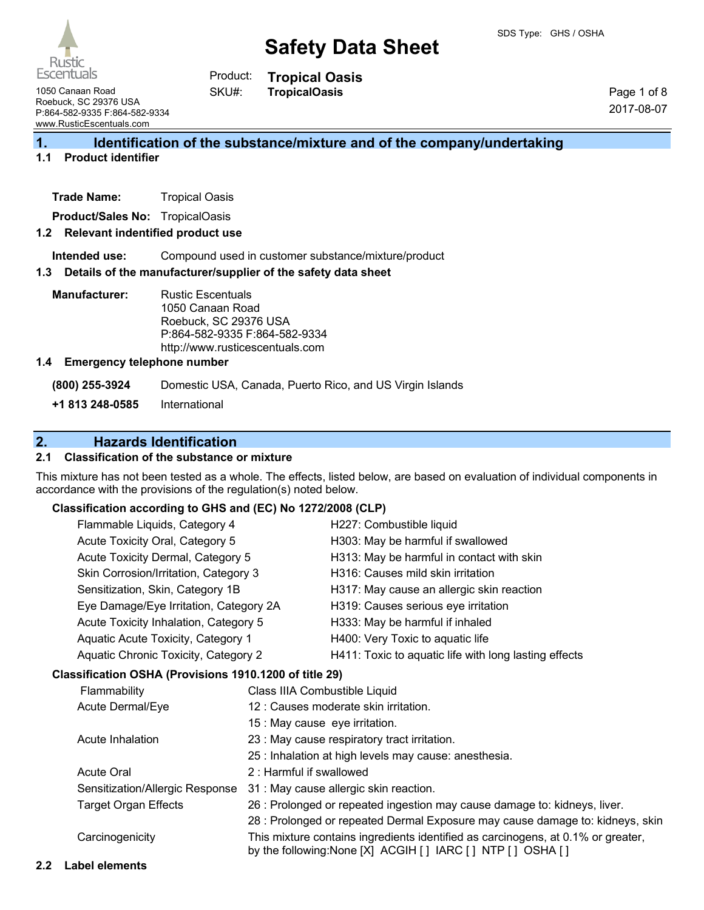# Safety Data Sheet

SDS Type: GHS / OSHA

Rustic Escentuals
1050 Canaan Road
Roebuck, SC 29376 USA
P:864-582-9335 F:864-582-9334
www.RusticEscentuals.com

Product: **Tropical Oasis**
SKU#: **TropicalOasis**

2017-08-07

## 1. Identification of the substance/mixture and of the company/undertaking

### 1.1 Product identifier

**Trade Name:** Tropical Oasis

**Product/Sales No:** TropicalOasis

### 1.2 Relevant indentified product use

**Intended use:** Compound used in customer substance/mixture/product

### 1.3 Details of the manufacturer/supplier of the safety data sheet

**Manufacturer:** Rustic Escentuals
1050 Canaan Road
Roebuck, SC 29376 USA
P:864-582-9335 F:864-582-9334
http://www.rusticescentuals.com

### 1.4 Emergency telephone number

**(800) 255-3924** Domestic USA, Canada, Puerto Rico, and US Virgin Islands

**+1 813 248-0585** International

## 2. Hazards Identification

### 2.1 Classification of the substance or mixture

This mixture has not been tested as a whole. The effects, listed below, are based on evaluation of individual components in accordance with the provisions of the regulation(s) noted below.

**Classification according to GHS and (EC) No 1272/2008 (CLP)**

| | |
|---|---|
| Flammable Liquids, Category 4 | H227: Combustible liquid |
| Acute Toxicity Oral, Category 5 | H303: May be harmful if swallowed |
| Acute Toxicity Dermal, Category 5 | H313: May be harmful in contact with skin |
| Skin Corrosion/Irritation, Category 3 | H316: Causes mild skin irritation |
| Sensitization, Skin, Category 1B | H317: May cause an allergic skin reaction |
| Eye Damage/Eye Irritation, Category 2A | H319: Causes serious eye irritation |
| Acute Toxicity Inhalation, Category 5 | H333: May be harmful if inhaled |
| Aquatic Acute Toxicity, Category 1 | H400: Very Toxic to aquatic life |
| Aquatic Chronic Toxicity, Category 2 | H411: Toxic to aquatic life with long lasting effects |

**Classification OSHA (Provisions 1910.1200 of title 29)**

| | |
|---|---|
| Flammability | Class IIIA Combustible Liquid |
| Acute Dermal/Eye | 12 : Causes moderate skin irritation. |
| | 15 : May cause eye irritation. |
| Acute Inhalation | 23 : May cause respiratory tract irritation. |
| | 25 : Inhalation at high levels may cause: anesthesia. |
| Acute Oral | 2 : Harmful if swallowed |
| Sensitization/Allergic Response | 31 : May cause allergic skin reaction. |
| Target Organ Effects | 26 : Prolonged or repeated ingestion may cause damage to: kidneys, liver. |
| | 28 : Prolonged or repeated Dermal Exposure may cause damage to: kidneys, skin |
| Carcinogenicity | This mixture contains ingredients identified as carcinogens, at 0.1% or greater, by the following:None [X] ACGIH [ ] IARC [ ] NTP [ ] OSHA [ ] |

### 2.2 Label elements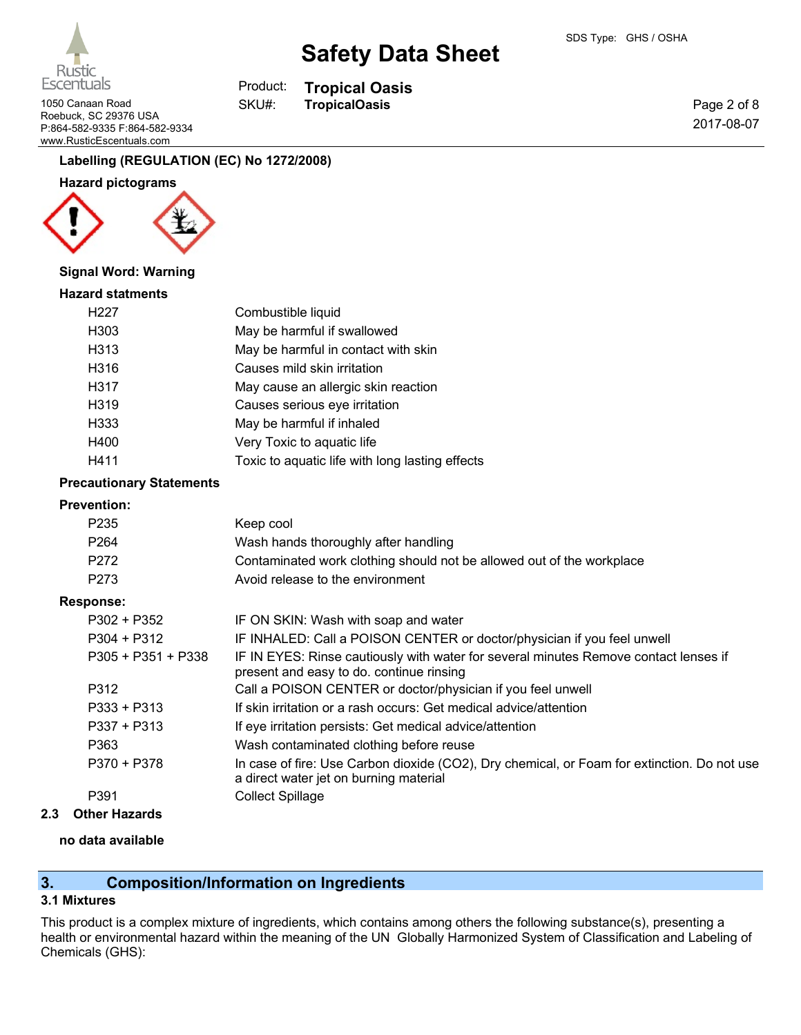**Labelling (REGULATION (EC) No 1272/2008)**

**Hazard pictograms**

**Signal Word: Warning**

**Hazard statments**

| | |
|---|---|
| H227 | Combustible liquid |
| H303 | May be harmful if swallowed |
| H313 | May be harmful in contact with skin |
| H316 | Causes mild skin irritation |
| H317 | May cause an allergic skin reaction |
| H319 | Causes serious eye irritation |
| H333 | May be harmful if inhaled |
| H400 | Very Toxic to aquatic life |
| H411 | Toxic to aquatic life with long lasting effects |

**Precautionary Statements**

**Prevention:**

| | |
|---|---|
| P235 | Keep cool |
| P264 | Wash hands thoroughly after handling |
| P272 | Contaminated work clothing should not be allowed out of the workplace |
| P273 | Avoid release to the environment |

**Response:**

| | |
|---|---|
| P302 + P352 | IF ON SKIN: Wash with soap and water |
| P304 + P312 | IF INHALED: Call a POISON CENTER or doctor/physician if you feel unwell |
| P305 + P351 + P338 | IF IN EYES: Rinse cautiously with water for several minutes Remove contact lenses if present and easy to do. continue rinsing |
| P312 | Call a POISON CENTER or doctor/physician if you feel unwell |
| P333 + P313 | If skin irritation or a rash occurs: Get medical advice/attention |
| P337 + P313 | If eye irritation persists: Get medical advice/attention |
| P363 | Wash contaminated clothing before reuse |
| P370 + P378 | In case of fire: Use Carbon dioxide ($CO_2$), Dry chemical, or Foam for extinction. Do not use a direct water jet on burning material |
| P391 | Collect Spillage |

### 2.3 Other Hazards

**no data available**

## 3. Composition/Information on Ingredients

### 3.1 Mixtures

This product is a complex mixture of ingredients, which contains among others the following substance(s), presenting a health or environmental hazard within the meaning of the UN Globally Harmonized System of Classification and Labeling of Chemicals (GHS):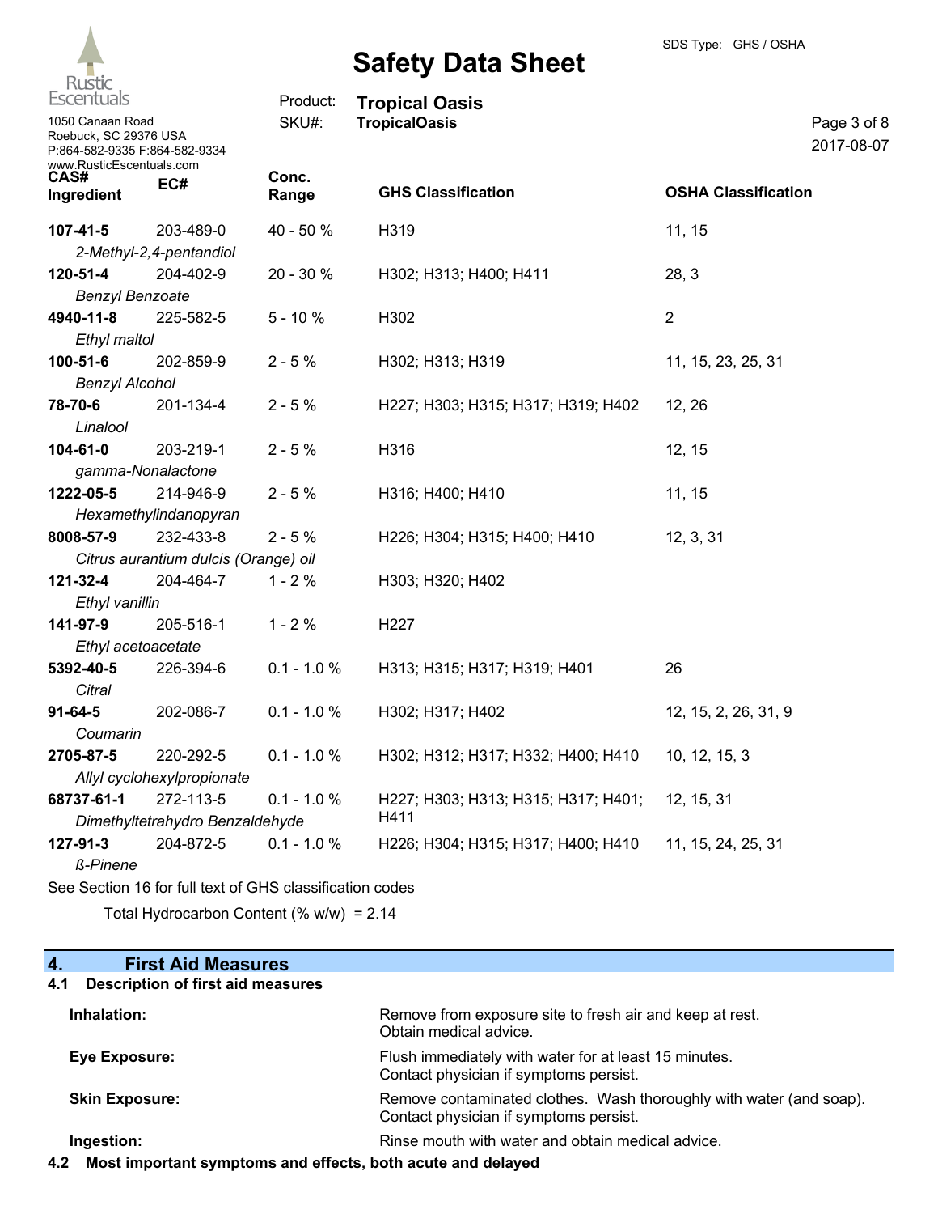| CAS# Ingredient | EC# | Conc. Range | GHS Classification | OSHA Classification |
|---|---|---|---|---|
| **107-41-5** *2-Methyl-2,4-pentandiol* | 203-489-0 | 40 - 50 % | H319 | 11, 15 |
| **120-51-4** *Benzyl Benzoate* | 204-402-9 | 20 - 30 % | H302; H313; H400; H411 | 28, 3 |
| **4940-11-8** *Ethyl maltol* | 225-582-5 | 5 - 10 % | H302 | 2 |
| **100-51-6** *Benzyl Alcohol* | 202-859-9 | 2 - 5 % | H302; H313; H319 | 11, 15, 23, 25, 31 |
| **78-70-6** *Linalool* | 201-134-4 | 2 - 5 % | H227; H303; H315; H317; H319; H402 | 12, 26 |
| **104-61-0** *gamma-Nonalactone* | 203-219-1 | 2 - 5 % | H316 | 12, 15 |
| **1222-05-5** *Hexamethylindanopyran* | 214-946-9 | 2 - 5 % | H316; H400; H410 | 11, 15 |
| **8008-57-9** *Citrus aurantium dulcis (Orange) oil* | 232-433-8 | 2 - 5 % | H226; H304; H315; H400; H410 | 12, 3, 31 |
| **121-32-4** *Ethyl vanillin* | 204-464-7 | 1 - 2 % | H303; H320; H402 | |
| **141-97-9** *Ethyl acetoacetate* | 205-516-1 | 1 - 2 % | H227 | |
| **5392-40-5** *Citral* | 226-394-6 | 0.1 - 1.0 % | H313; H315; H317; H319; H401 | 26 |
| **91-64-5** *Coumarin* | 202-086-7 | 0.1 - 1.0 % | H302; H317; H402 | 12, 15, 2, 26, 31, 9 |
| **2705-87-5** *Allyl cyclohexylpropionate* | 220-292-5 | 0.1 - 1.0 % | H302; H312; H317; H332; H400; H410 | 10, 12, 15, 3 |
| **68737-61-1** *Dimethyltetrahydro Benzaldehyde* | 272-113-5 | 0.1 - 1.0 % | H227; H303; H313; H315; H317; H401; H411 | 12, 15, 31 |
| **127-91-3** *ß-Pinene* | 204-872-5 | 0.1 - 1.0 % | H226; H304; H315; H317; H400; H410 | 11, 15, 24, 25, 31 |

See Section 16 for full text of GHS classification codes

Total Hydrocarbon Content (% w/w) = 2.14

## 4. First Aid Measures

### 4.1 Description of first aid measures

| | |
|---|---|
| **Inhalation:** | Remove from exposure site to fresh air and keep at rest. Obtain medical advice. |
| **Eye Exposure:** | Flush immediately with water for at least 15 minutes. Contact physician if symptoms persist. |
| **Skin Exposure:** | Remove contaminated clothes. Wash thoroughly with water (and soap). Contact physician if symptoms persist. |
| **Ingestion:** | Rinse mouth with water and obtain medical advice. |

### 4.2 Most important symptoms and effects, both acute and delayed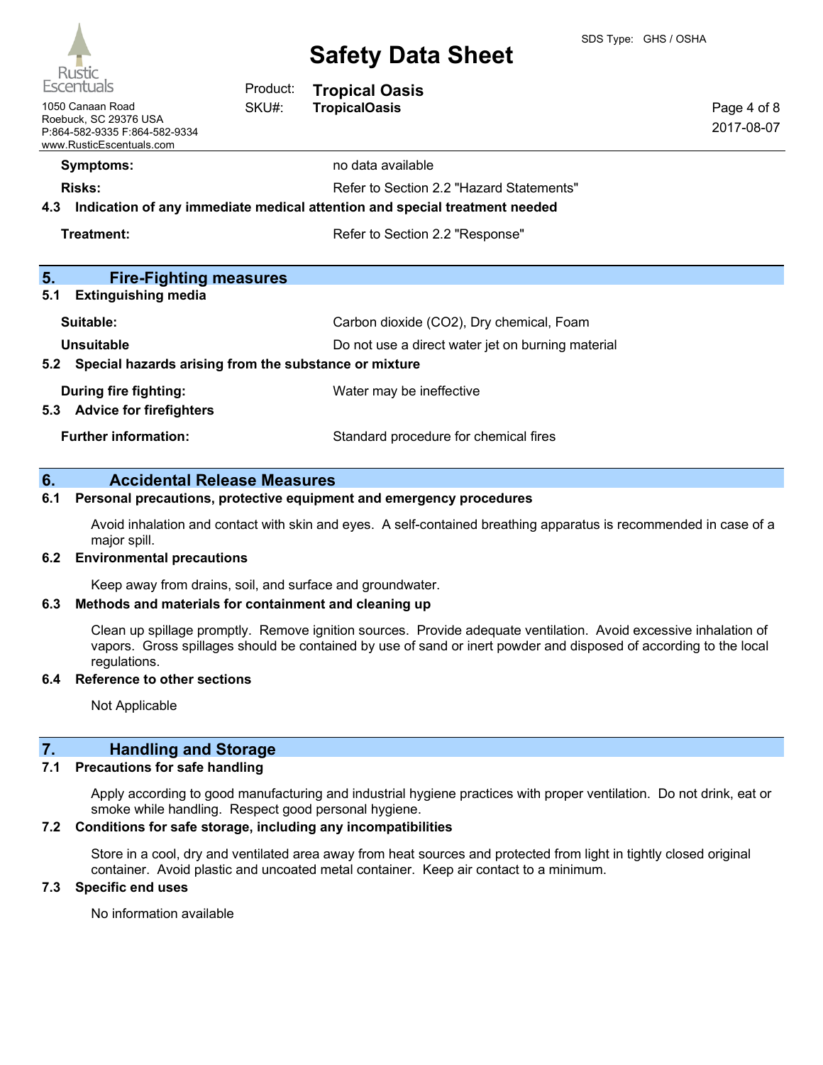**Symptoms:** no data available

**Risks:** Refer to Section 2.2 "Hazard Statements"

### 4.3 Indication of any immediate medical attention and special treatment needed

**Treatment:** Refer to Section 2.2 "Response"

## 5. Fire-Fighting measures

### 5.1 Extinguishing media

**Suitable:** Carbon dioxide ($CO_2$), Dry chemical, Foam

**Unsuitable** Do not use a direct water jet on burning material

### 5.2 Special hazards arising from the substance or mixture

**During fire fighting:** Water may be ineffective

### 5.3 Advice for firefighters

**Further information:** Standard procedure for chemical fires

## 6. Accidental Release Measures

### 6.1 Personal precautions, protective equipment and emergency procedures

Avoid inhalation and contact with skin and eyes. A self-contained breathing apparatus is recommended in case of a major spill.

### 6.2 Environmental precautions

Keep away from drains, soil, and surface and groundwater.

### 6.3 Methods and materials for containment and cleaning up

Clean up spillage promptly. Remove ignition sources. Provide adequate ventilation. Avoid excessive inhalation of vapors. Gross spillages should be contained by use of sand or inert powder and disposed of according to the local regulations.

### 6.4 Reference to other sections

Not Applicable

## 7. Handling and Storage

### 7.1 Precautions for safe handling

Apply according to good manufacturing and industrial hygiene practices with proper ventilation. Do not drink, eat or smoke while handling. Respect good personal hygiene.

### 7.2 Conditions for safe storage, including any incompatibilities

Store in a cool, dry and ventilated area away from heat sources and protected from light in tightly closed original container. Avoid plastic and uncoated metal container. Keep air contact to a minimum.

### 7.3 Specific end uses

No information available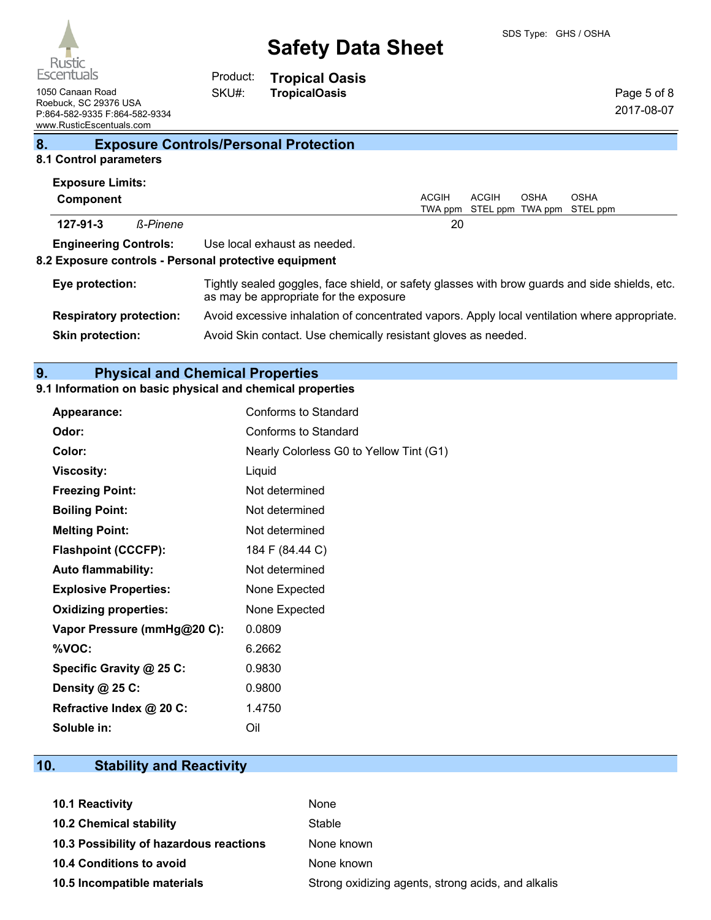## 8. Exposure Controls/Personal Protection

### 8.1 Control parameters

**Exposure Limits:**

| Component | | ACGIH TWA ppm | ACGIH STEL ppm | OSHA TWA ppm | OSHA STEL ppm |
|---|---|---|---|---|---|
| 127-91-3 | *ß-Pinene* | 20 | | | |

**Engineering Controls:** Use local exhaust as needed.

### 8.2 Exposure controls - Personal protective equipment

**Eye protection:** Tightly sealed goggles, face shield, or safety glasses with brow guards and side shields, etc. as may be appropriate for the exposure

**Respiratory protection:** Avoid excessive inhalation of concentrated vapors. Apply local ventilation where appropriate.

**Skin protection:** Avoid Skin contact. Use chemically resistant gloves as needed.

## 9. Physical and Chemical Properties

### 9.1 Information on basic physical and chemical properties

**Appearance:** Conforms to Standard

**Odor:** Conforms to Standard

**Color:** Nearly Colorless G0 to Yellow Tint (G1)

**Viscosity:** Liquid

**Freezing Point:** Not determined

**Boiling Point:** Not determined

**Melting Point:** Not determined

**Flashpoint (CCCFP):** 184 F (84.44 C)

**Auto flammability:** Not determined

**Explosive Properties:** None Expected

**Oxidizing properties:** None Expected

**Vapor Pressure (mmHg@20 C):** 0.0809

**%VOC:** 6.2662

**Specific Gravity @ 25 C:** 0.9830

**Density @ 25 C:** 0.9800

**Refractive Index @ 20 C:** 1.4750

**Soluble in:** Oil

## 10. Stability and Reactivity

**10.1 Reactivity** None

**10.2 Chemical stability** Stable

**10.3 Possibility of hazardous reactions** None known

**10.4 Conditions to avoid** None known

**10.5 Incompatible materials** Strong oxidizing agents, strong acids, and alkalis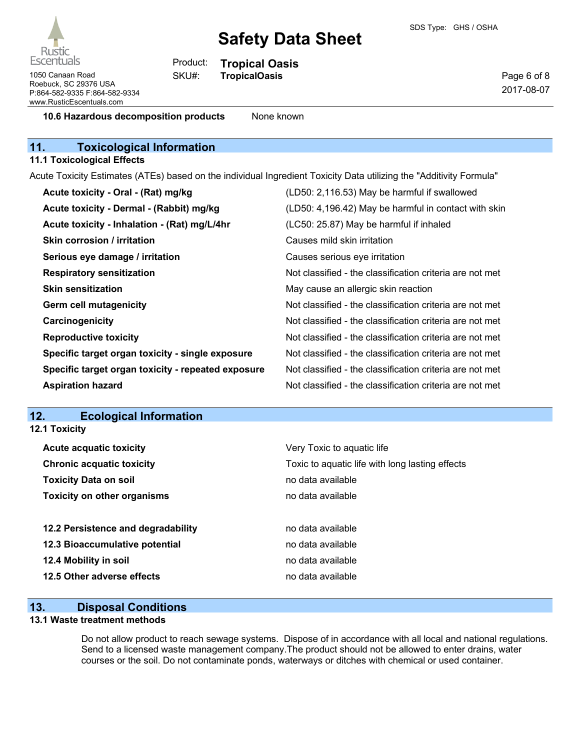| | |
|---|---|
| **10.6 Hazardous decomposition products** | None known |

## 11. Toxicological Information

### 11.1 Toxicological Effects

Acute Toxicity Estimates (ATEs) based on the individual Ingredient Toxicity Data utilizing the "Additivity Formula"

| | |
|---|---|
| **Acute toxicity - Oral - (Rat) mg/kg** | (LD50: 2,116.53) May be harmful if swallowed |
| **Acute toxicity - Dermal - (Rabbit) mg/kg** | (LD50: 4,196.42) May be harmful in contact with skin |
| **Acute toxicity - Inhalation - (Rat) mg/L/4hr** | (LC50: 25.87) May be harmful if inhaled |
| **Skin corrosion / irritation** | Causes mild skin irritation |
| **Serious eye damage / irritation** | Causes serious eye irritation |
| **Respiratory sensitization** | Not classified - the classification criteria are not met |
| **Skin sensitization** | May cause an allergic skin reaction |
| **Germ cell mutagenicity** | Not classified - the classification criteria are not met |
| **Carcinogenicity** | Not classified - the classification criteria are not met |
| **Reproductive toxicity** | Not classified - the classification criteria are not met |
| **Specific target organ toxicity - single exposure** | Not classified - the classification criteria are not met |
| **Specific target organ toxicity - repeated exposure** | Not classified - the classification criteria are not met |
| **Aspiration hazard** | Not classified - the classification criteria are not met |

## 12. Ecological Information

### 12.1 Toxicity

| | |
|---|---|
| **Acute acquatic toxicity** | Very Toxic to aquatic life |
| **Chronic acquatic toxicity** | Toxic to aquatic life with long lasting effects |
| **Toxicity Data on soil** | no data available |
| **Toxicity on other organisms** | no data available |

| | |
|---|---|
| **12.2 Persistence and degradability** | no data available |
| **12.3 Bioaccumulative potential** | no data available |
| **12.4 Mobility in soil** | no data available |
| **12.5 Other adverse effects** | no data available |

## 13. Disposal Conditions

### 13.1 Waste treatment methods

Do not allow product to reach sewage systems. Dispose of in accordance with all local and national regulations. Send to a licensed waste management company.The product should not be allowed to enter drains, water courses or the soil. Do not contaminate ponds, waterways or ditches with chemical or used container.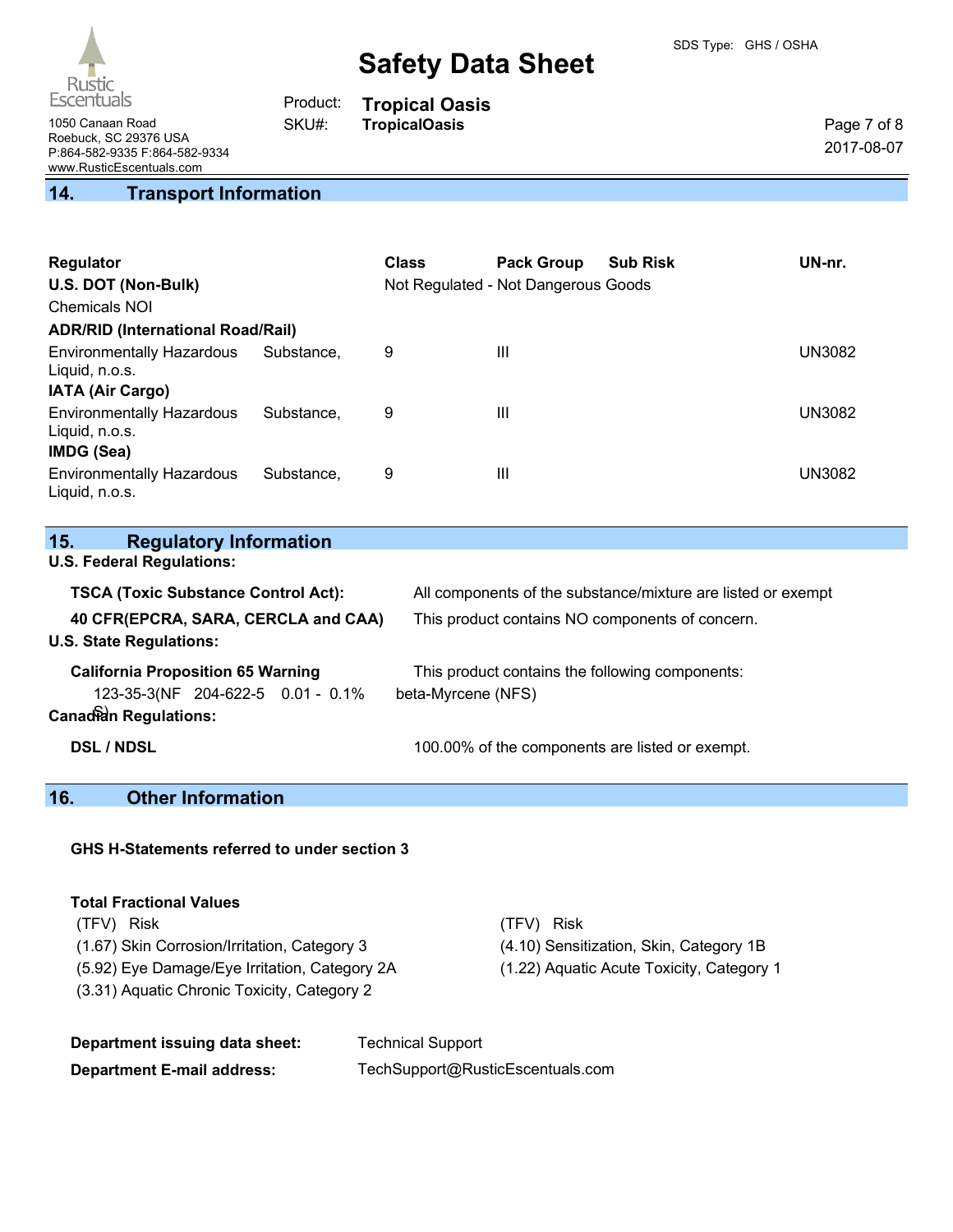## 14. Transport Information

| Regulator | Class | Pack Group | Sub Risk | UN-nr. |
|---|---|---|---|---|
| **U.S. DOT (Non-Bulk)** | Not Regulated - Not Dangerous Goods | | | |
| Chemicals NOI | | | | |
| **ADR/RID (International Road/Rail)** | | | | |
| Environmentally Hazardous Substance, Liquid, n.o.s. | 9 | III | | UN3082 |
| **IATA (Air Cargo)** | | | | |
| Environmentally Hazardous Substance, Liquid, n.o.s. | 9 | III | | UN3082 |
| **IMDG (Sea)** | | | | |
| Environmentally Hazardous Substance, Liquid, n.o.s. | 9 | III | | UN3082 |

## 15. Regulatory Information

**U.S. Federal Regulations:**

| | |
|---|---|
| **TSCA (Toxic Substance Control Act):** | All components of the substance/mixture are listed or exempt |
| **40 CFR(EPCRA, SARA, CERCLA and CAA)** | This product contains NO components of concern. |

**U.S. State Regulations:**

| | | | |
|---|---|---|---|
| **California Proposition 65 Warning** | | | This product contains the following components: |
| 123-35-3(NFS) | 204-622-5 | 0.01 - 0.1% | beta-Myrcene (NFS) |

**Canadian Regulations:**

| | |
|---|---|
| **DSL / NDSL** | 100.00% of the components are listed or exempt. |

## 16. Other Information

**GHS H-Statements referred to under section 3**

**Total Fractional Values**

| (TFV) Risk | (TFV) Risk |
|---|---|
| (1.67) Skin Corrosion/Irritation, Category 3 | (4.10) Sensitization, Skin, Category 1B |
| (5.92) Eye Damage/Eye Irritation, Category 2A | (1.22) Aquatic Acute Toxicity, Category 1 |
| (3.31) Aquatic Chronic Toxicity, Category 2 | |

| | |
|---|---|
| **Department issuing data sheet:** | Technical Support |
| **Department E-mail address:** | TechSupport@RusticEscentuals.com |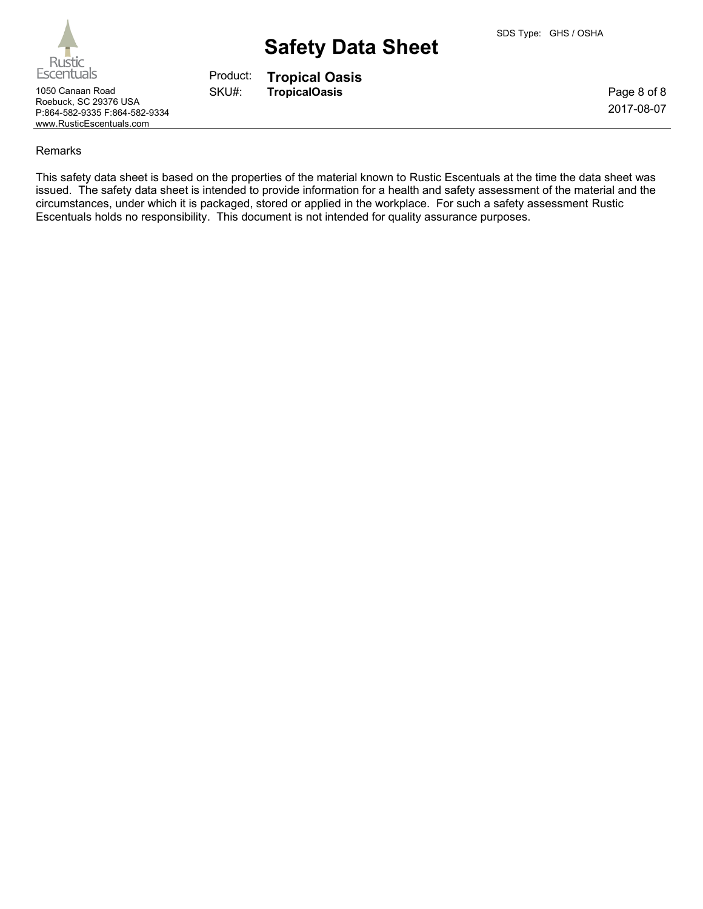Remarks

This safety data sheet is based on the properties of the material known to Rustic Escentuals at the time the data sheet was issued. The safety data sheet is intended to provide information for a health and safety assessment of the material and the circumstances, under which it is packaged, stored or applied in the workplace. For such a safety assessment Rustic Escentuals holds no responsibility. This document is not intended for quality assurance purposes.